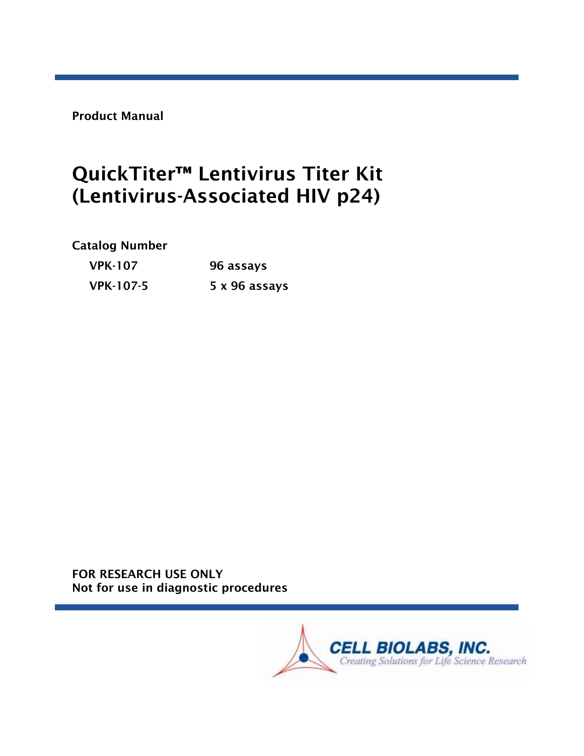**Product Manual**

# QuickTiter™ Lentivirus Titer Kit (Lentivirus-Associated HIV p24)

**Catalog Number**

| | |
|---|---|
| **VPK-107** | **96 assays** |
| **VPK-107-5** | **5 x 96 assays** |

**FOR RESEARCH USE ONLY**
**Not for use in diagnostic procedures**

CELL BIOLABS, INC.
*Creating Solutions for Life Science Research*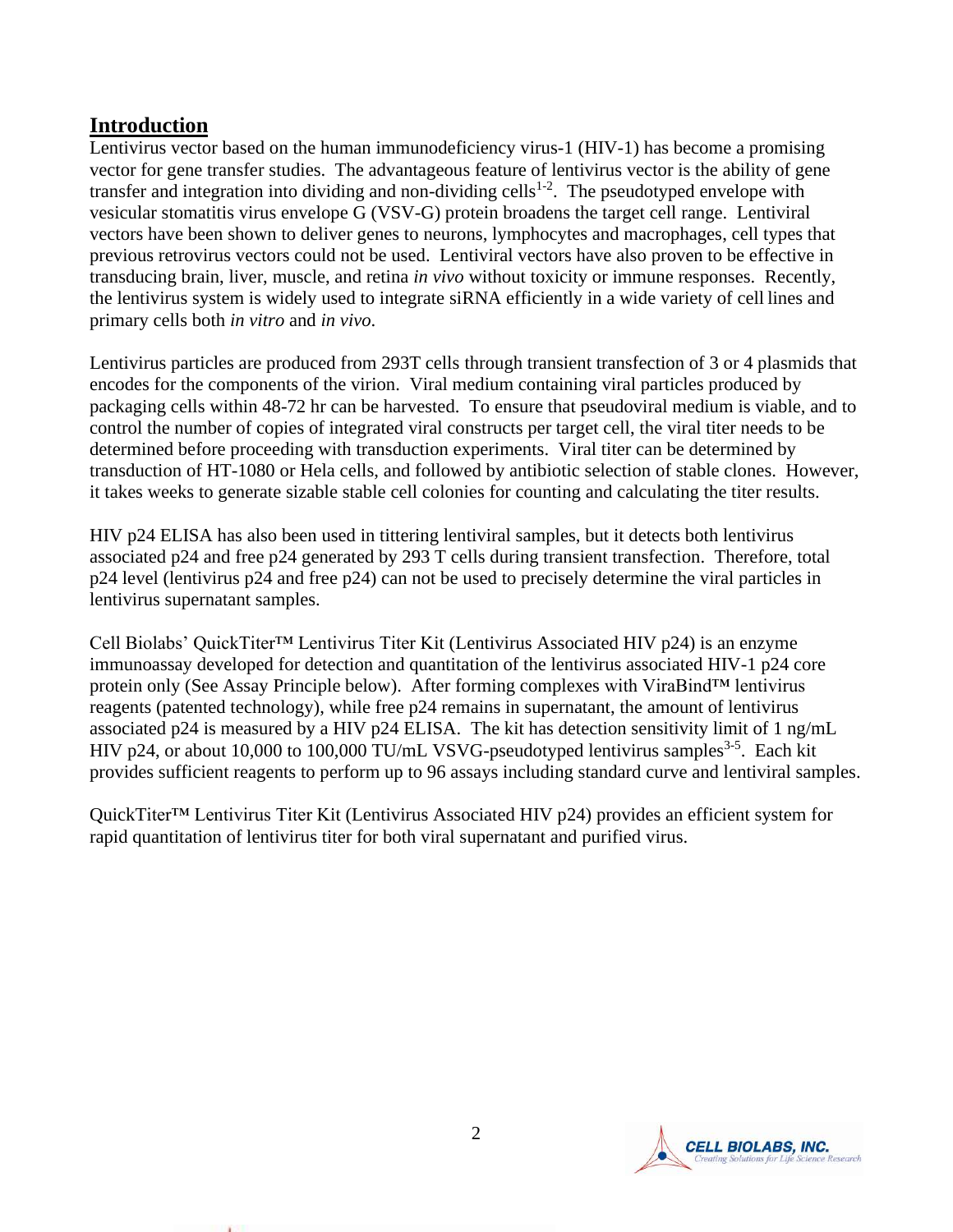## Introduction

Lentivirus vector based on the human immunodeficiency virus-1 (HIV-1) has become a promising vector for gene transfer studies. The advantageous feature of lentivirus vector is the ability of gene transfer and integration into dividing and non-dividing cells[1-2]. The pseudotyped envelope with vesicular stomatitis virus envelope G (VSV-G) protein broadens the target cell range. Lentiviral vectors have been shown to deliver genes to neurons, lymphocytes and macrophages, cell types that previous retrovirus vectors could not be used. Lentiviral vectors have also proven to be effective in transducing brain, liver, muscle, and retina *in vivo* without toxicity or immune responses. Recently, the lentivirus system is widely used to integrate siRNA efficiently in a wide variety of cell lines and primary cells both *in vitro* and *in vivo*.

Lentivirus particles are produced from 293T cells through transient transfection of 3 or 4 plasmids that encodes for the components of the virion. Viral medium containing viral particles produced by packaging cells within 48-72 hr can be harvested. To ensure that pseudoviral medium is viable, and to control the number of copies of integrated viral constructs per target cell, the viral titer needs to be determined before proceeding with transduction experiments. Viral titer can be determined by transduction of HT-1080 or Hela cells, and followed by antibiotic selection of stable clones. However, it takes weeks to generate sizable stable cell colonies for counting and calculating the titer results.

HIV p24 ELISA has also been used in tittering lentiviral samples, but it detects both lentivirus associated p24 and free p24 generated by 293 T cells during transient transfection. Therefore, total p24 level (lentivirus p24 and free p24) can not be used to precisely determine the viral particles in lentivirus supernatant samples.

Cell Biolabs' QuickTiter™ Lentivirus Titer Kit (Lentivirus Associated HIV p24) is an enzyme immunoassay developed for detection and quantitation of the lentivirus associated HIV-1 p24 core protein only (See Assay Principle below). After forming complexes with ViraBind™ lentivirus reagents (patented technology), while free p24 remains in supernatant, the amount of lentivirus associated p24 is measured by a HIV p24 ELISA. The kit has detection sensitivity limit of 1 ng/mL HIV p24, or about 10,000 to 100,000 TU/mL VSVG-pseudotyped lentivirus samples[3-5]. Each kit provides sufficient reagents to perform up to 96 assays including standard curve and lentiviral samples.

QuickTiter™ Lentivirus Titer Kit (Lentivirus Associated HIV p24) provides an efficient system for rapid quantitation of lentivirus titer for both viral supernatant and purified virus.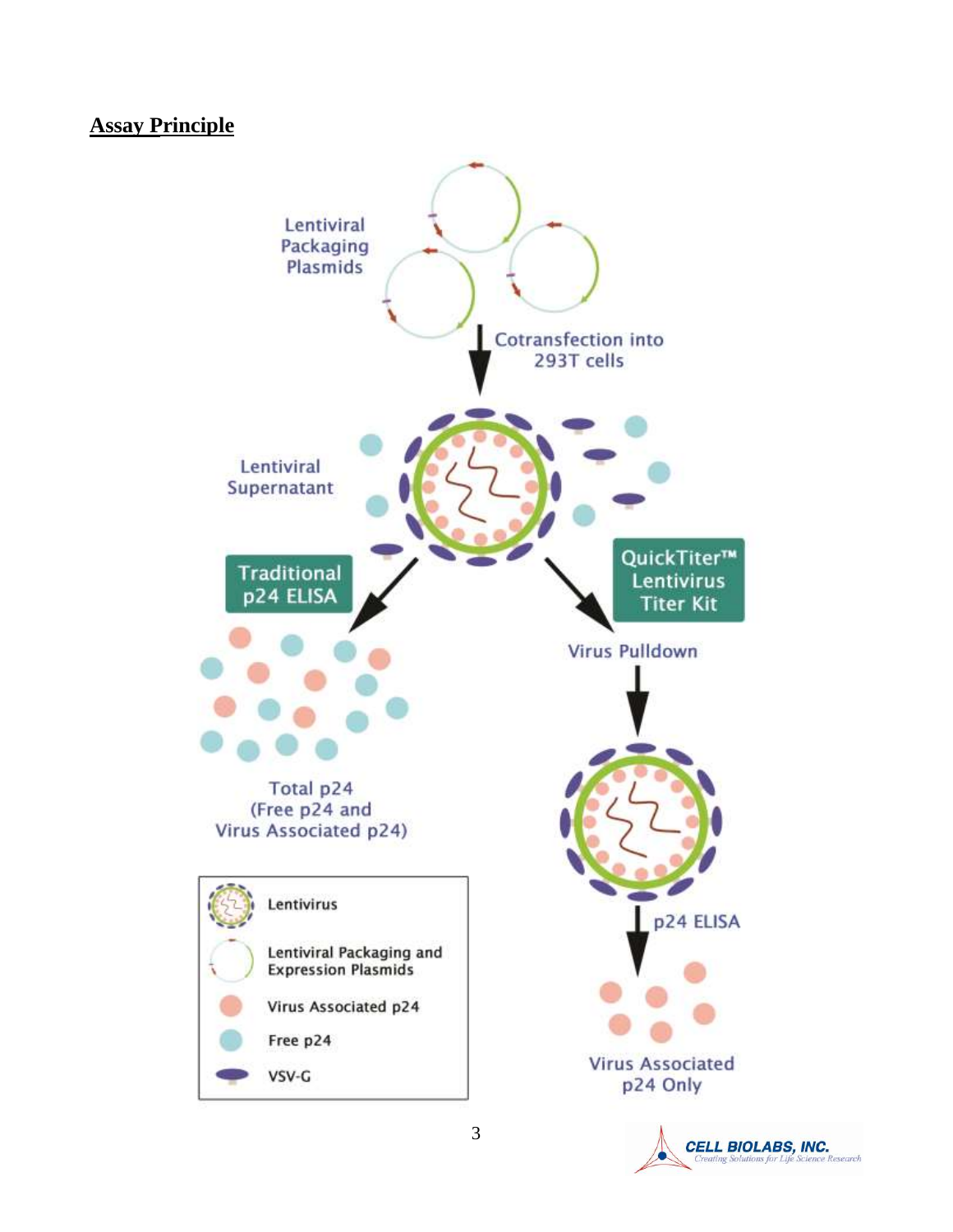## Assay Principle

Lentiviral Packaging Plasmids

Cotransfection into 293T cells

Lentiviral Supernatant

Traditional p24 ELISA

QuickTiter™ Lentivirus Titer Kit

Virus Pulldown

Total p24 (Free p24 and Virus Associated p24)

p24 ELISA

Virus Associated p24 Only

- Lentivirus
- Lentiviral Packaging and Expression Plasmids
- Virus Associated p24
- Free p24
- VSV-G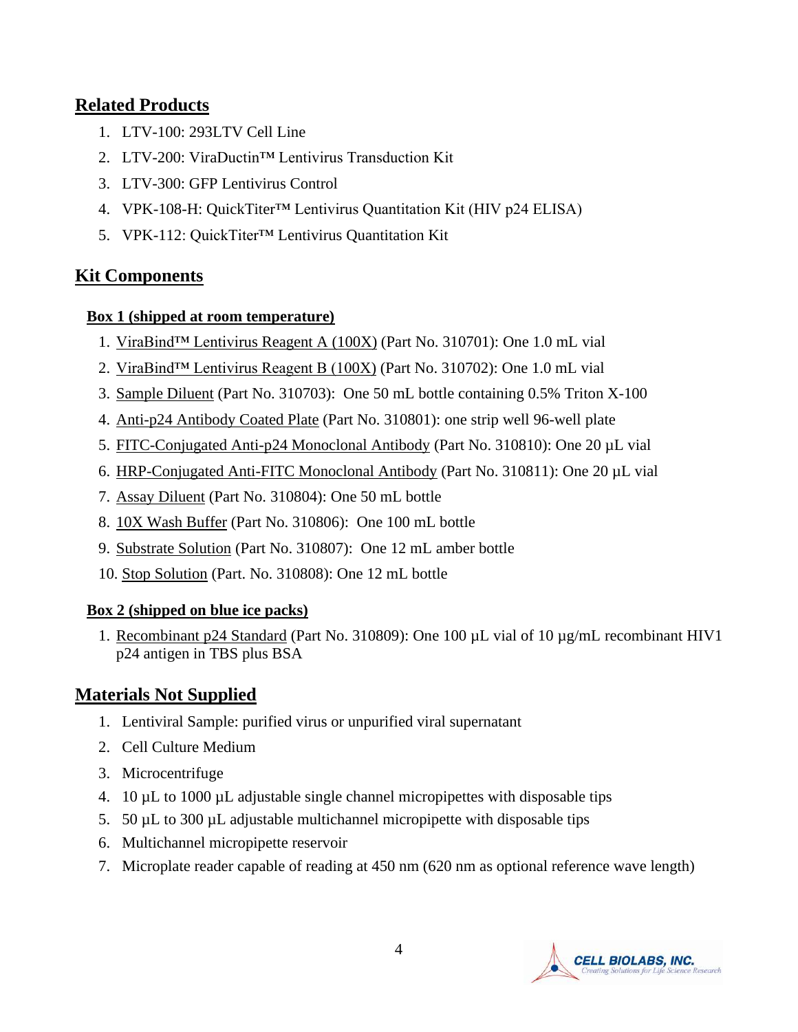## Related Products

1. LTV-100: 293LTV Cell Line
2. LTV-200: ViraDuctin™ Lentivirus Transduction Kit
3. LTV-300: GFP Lentivirus Control
4. VPK-108-H: QuickTiter™ Lentivirus Quantitation Kit (HIV p24 ELISA)
5. VPK-112: QuickTiter™ Lentivirus Quantitation Kit

## Kit Components

### Box 1 (shipped at room temperature)

1. ViraBind™ Lentivirus Reagent A (100X) (Part No. 310701): One 1.0 mL vial
2. ViraBind™ Lentivirus Reagent B (100X) (Part No. 310702): One 1.0 mL vial
3. Sample Diluent (Part No. 310703): One 50 mL bottle containing 0.5% Triton X-100
4. Anti-p24 Antibody Coated Plate (Part No. 310801): one strip well 96-well plate
5. FITC-Conjugated Anti-p24 Monoclonal Antibody (Part No. 310810): One 20 µL vial
6. HRP-Conjugated Anti-FITC Monoclonal Antibody (Part No. 310811): One 20 µL vial
7. Assay Diluent (Part No. 310804): One 50 mL bottle
8. 10X Wash Buffer (Part No. 310806): One 100 mL bottle
9. Substrate Solution (Part No. 310807): One 12 mL amber bottle
10. Stop Solution (Part. No. 310808): One 12 mL bottle

### Box 2 (shipped on blue ice packs)

1. Recombinant p24 Standard (Part No. 310809): One 100 µL vial of 10 µg/mL recombinant HIV1 p24 antigen in TBS plus BSA

## Materials Not Supplied

1. Lentiviral Sample: purified virus or unpurified viral supernatant
2. Cell Culture Medium
3. Microcentrifuge
4. 10 µL to 1000 µL adjustable single channel micropipettes with disposable tips
5. 50 µL to 300 µL adjustable multichannel micropipette with disposable tips
6. Multichannel micropipette reservoir
7. Microplate reader capable of reading at 450 nm (620 nm as optional reference wave length)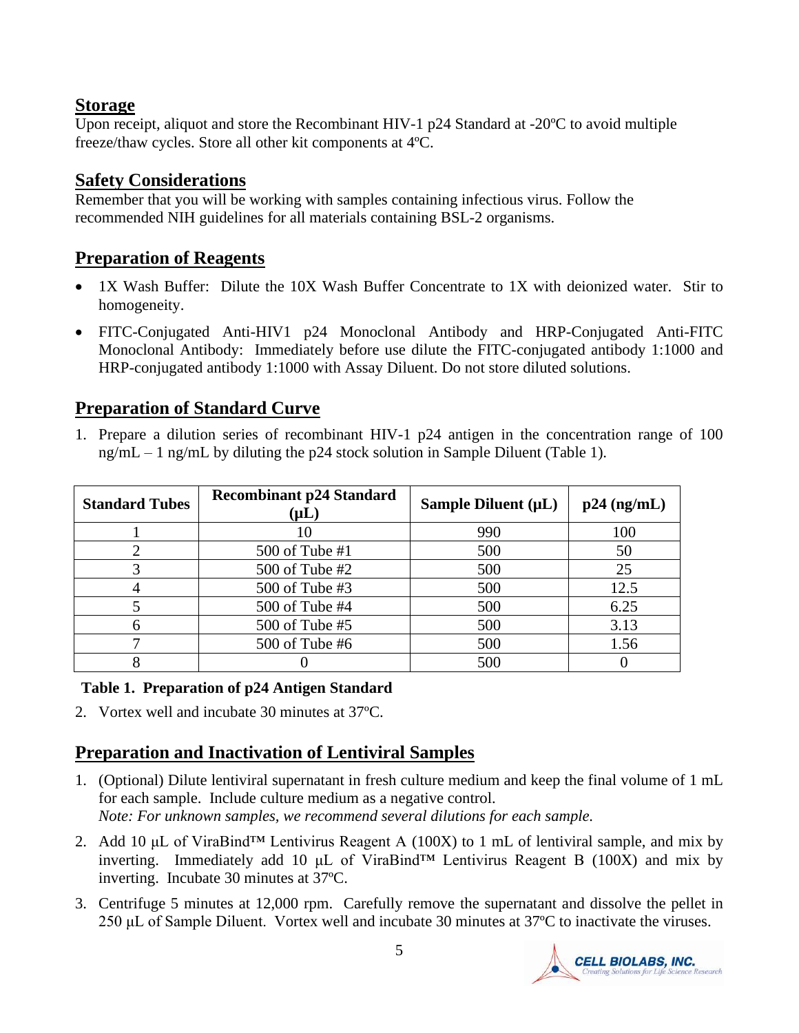## Storage

Upon receipt, aliquot and store the Recombinant HIV-1 p24 Standard at -20ºC to avoid multiple freeze/thaw cycles. Store all other kit components at 4ºC.

## Safety Considerations

Remember that you will be working with samples containing infectious virus. Follow the recommended NIH guidelines for all materials containing BSL-2 organisms.

## Preparation of Reagents

- 1X Wash Buffer: Dilute the 10X Wash Buffer Concentrate to 1X with deionized water. Stir to homogeneity.
- FITC-Conjugated Anti-HIV1 p24 Monoclonal Antibody and HRP-Conjugated Anti-FITC Monoclonal Antibody: Immediately before use dilute the FITC-conjugated antibody 1:1000 and HRP-conjugated antibody 1:1000 with Assay Diluent. Do not store diluted solutions.

## Preparation of Standard Curve

1. Prepare a dilution series of recombinant HIV-1 p24 antigen in the concentration range of 100 ng/mL – 1 ng/mL by diluting the p24 stock solution in Sample Diluent (Table 1).

| Standard Tubes | Recombinant p24 Standard (µL) | Sample Diluent (µL) | p24 (ng/mL) |
|---|---|---|---|
| 1 | 10 | 990 | 100 |
| 2 | 500 of Tube #1 | 500 | 50 |
| 3 | 500 of Tube #2 | 500 | 25 |
| 4 | 500 of Tube #3 | 500 | 12.5 |
| 5 | 500 of Tube #4 | 500 | 6.25 |
| 6 | 500 of Tube #5 | 500 | 3.13 |
| 7 | 500 of Tube #6 | 500 | 1.56 |
| 8 | 0 | 500 | 0 |

**Table 1. Preparation of p24 Antigen Standard**

2. Vortex well and incubate 30 minutes at 37ºC.

## Preparation and Inactivation of Lentiviral Samples

1. (Optional) Dilute lentiviral supernatant in fresh culture medium and keep the final volume of 1 mL for each sample. Include culture medium as a negative control.
   *Note: For unknown samples, we recommend several dilutions for each sample.*
2. Add 10 µL of ViraBind™ Lentivirus Reagent A (100X) to 1 mL of lentiviral sample, and mix by inverting. Immediately add 10 µL of ViraBind™ Lentivirus Reagent B (100X) and mix by inverting. Incubate 30 minutes at 37ºC.
3. Centrifuge 5 minutes at 12,000 rpm. Carefully remove the supernatant and dissolve the pellet in 250 µL of Sample Diluent. Vortex well and incubate 30 minutes at 37ºC to inactivate the viruses.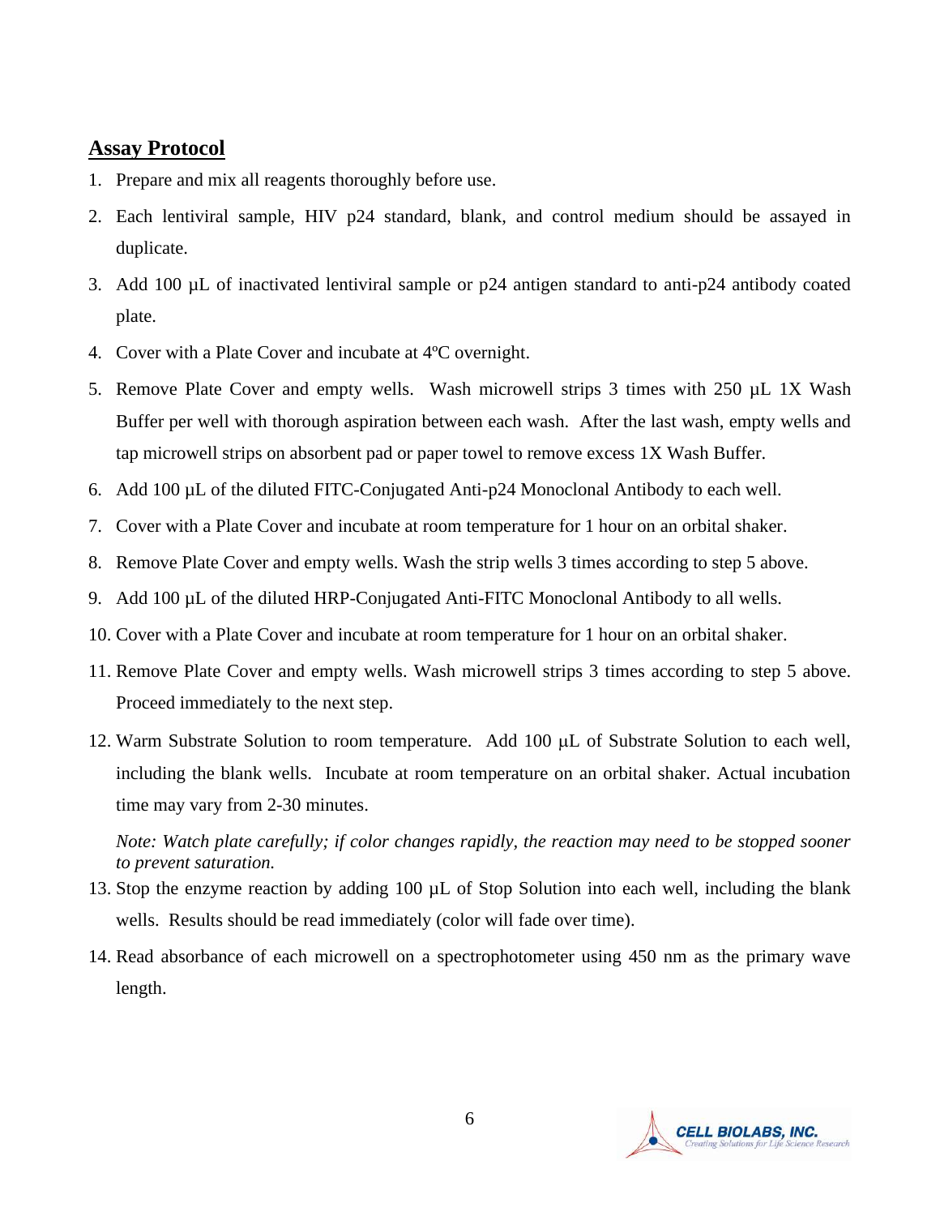## Assay Protocol

1. Prepare and mix all reagents thoroughly before use.
2. Each lentiviral sample, HIV p24 standard, blank, and control medium should be assayed in duplicate.
3. Add 100 µL of inactivated lentiviral sample or p24 antigen standard to anti-p24 antibody coated plate.
4. Cover with a Plate Cover and incubate at 4ºC overnight.
5. Remove Plate Cover and empty wells. Wash microwell strips 3 times with 250 µL 1X Wash Buffer per well with thorough aspiration between each wash. After the last wash, empty wells and tap microwell strips on absorbent pad or paper towel to remove excess 1X Wash Buffer.
6. Add 100 µL of the diluted FITC-Conjugated Anti-p24 Monoclonal Antibody to each well.
7. Cover with a Plate Cover and incubate at room temperature for 1 hour on an orbital shaker.
8. Remove Plate Cover and empty wells. Wash the strip wells 3 times according to step 5 above.
9. Add 100 µL of the diluted HRP-Conjugated Anti-FITC Monoclonal Antibody to all wells.
10. Cover with a Plate Cover and incubate at room temperature for 1 hour on an orbital shaker.
11. Remove Plate Cover and empty wells. Wash microwell strips 3 times according to step 5 above. Proceed immediately to the next step.
12. Warm Substrate Solution to room temperature. Add 100 µL of Substrate Solution to each well, including the blank wells. Incubate at room temperature on an orbital shaker. Actual incubation time may vary from 2-30 minutes.

    *Note: Watch plate carefully; if color changes rapidly, the reaction may need to be stopped sooner to prevent saturation.*
13. Stop the enzyme reaction by adding 100 µL of Stop Solution into each well, including the blank wells. Results should be read immediately (color will fade over time).
14. Read absorbance of each microwell on a spectrophotometer using 450 nm as the primary wave length.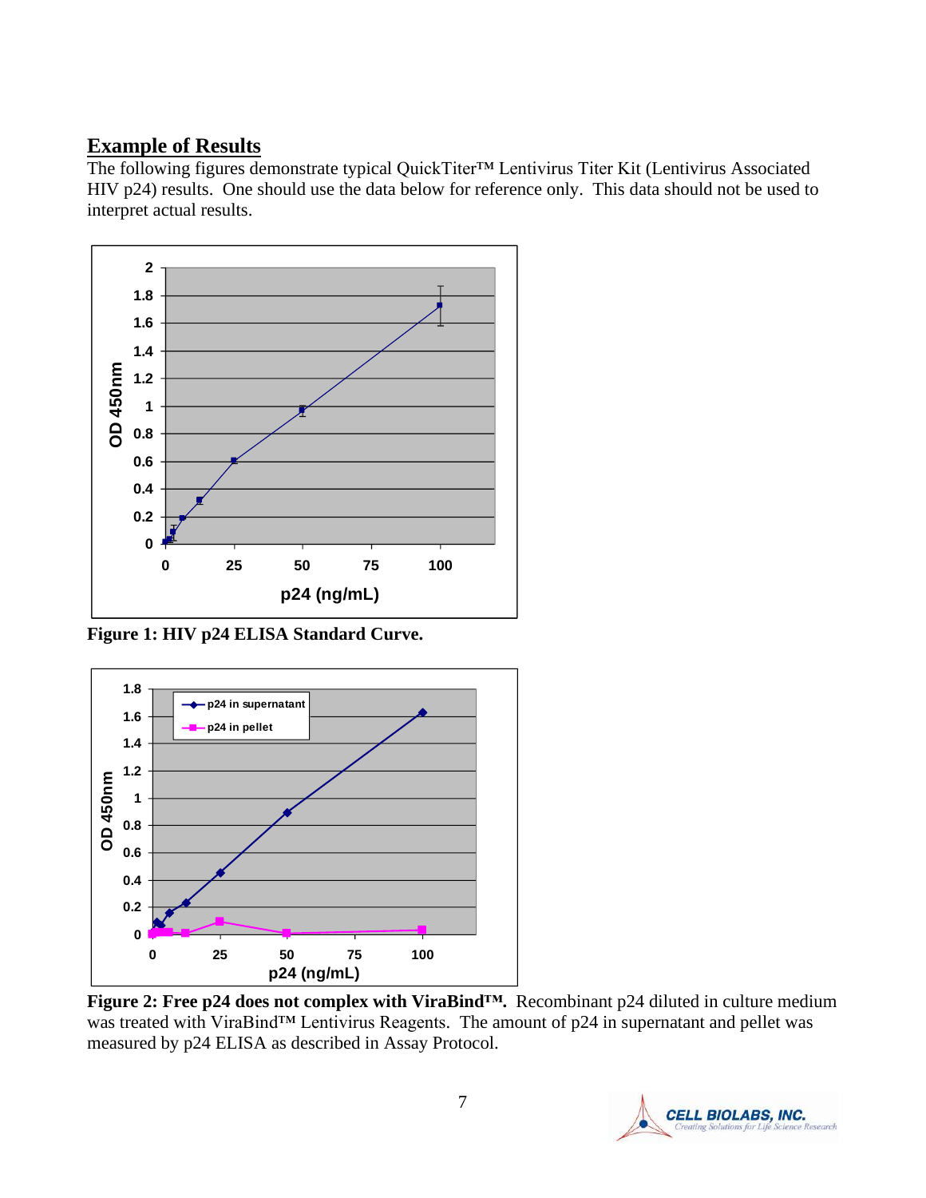## Example of Results

The following figures demonstrate typical QuickTiter™ Lentivirus Titer Kit (Lentivirus Associated HIV p24) results. One should use the data below for reference only. This data should not be used to interpret actual results.

**Figure 1: HIV p24 ELISA Standard Curve.**

**Figure 2: Free p24 does not complex with ViraBind™.** Recombinant p24 diluted in culture medium was treated with ViraBind™ Lentivirus Reagents. The amount of p24 in supernatant and pellet was measured by p24 ELISA as described in Assay Protocol.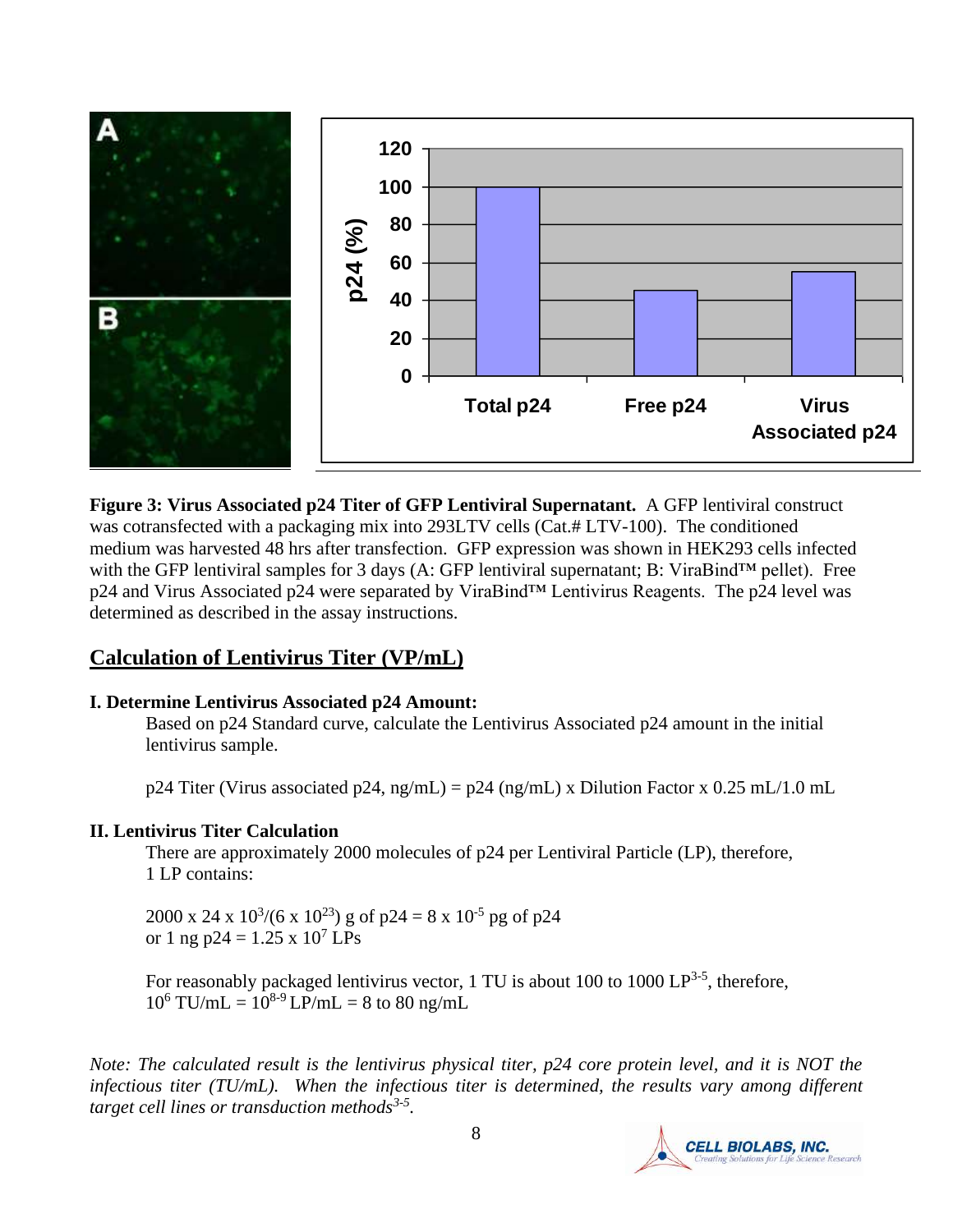**Figure 3: Virus Associated p24 Titer of GFP Lentiviral Supernatant.** A GFP lentiviral construct was cotransfected with a packaging mix into 293LTV cells (Cat.# LTV-100). The conditioned medium was harvested 48 hrs after transfection. GFP expression was shown in HEK293 cells infected with the GFP lentiviral samples for 3 days (A: GFP lentiviral supernatant; B: ViraBind™ pellet). Free p24 and Virus Associated p24 were separated by ViraBind™ Lentivirus Reagents. The p24 level was determined as described in the assay instructions.

## Calculation of Lentivirus Titer (VP/mL)

### I. Determine Lentivirus Associated p24 Amount:

Based on p24 Standard curve, calculate the Lentivirus Associated p24 amount in the initial lentivirus sample.

p24 Titer (Virus associated p24, ng/mL) = p24 (ng/mL) x Dilution Factor x 0.25 mL/1.0 mL

### II. Lentivirus Titer Calculation

There are approximately 2000 molecules of p24 per Lentiviral Particle (LP), therefore, 1 LP contains:

$2000 \times 24 \times 10^3/(6 \times 10^{23})$ g of p24 = $8 \times 10^{-5}$ pg of p24
or 1 ng p24 = $1.25 \times 10^7$ LPs

For reasonably packaged lentivirus vector, 1 TU is about 100 to 1000 LP[3-5], therefore,
$10^6$ TU/mL = $10^{8-9}$ LP/mL = 8 to 80 ng/mL

*Note: The calculated result is the lentivirus physical titer, p24 core protein level, and it is NOT the infectious titer (TU/mL). When the infectious titer is determined, the results vary among different target cell lines or transduction methods[3-5].*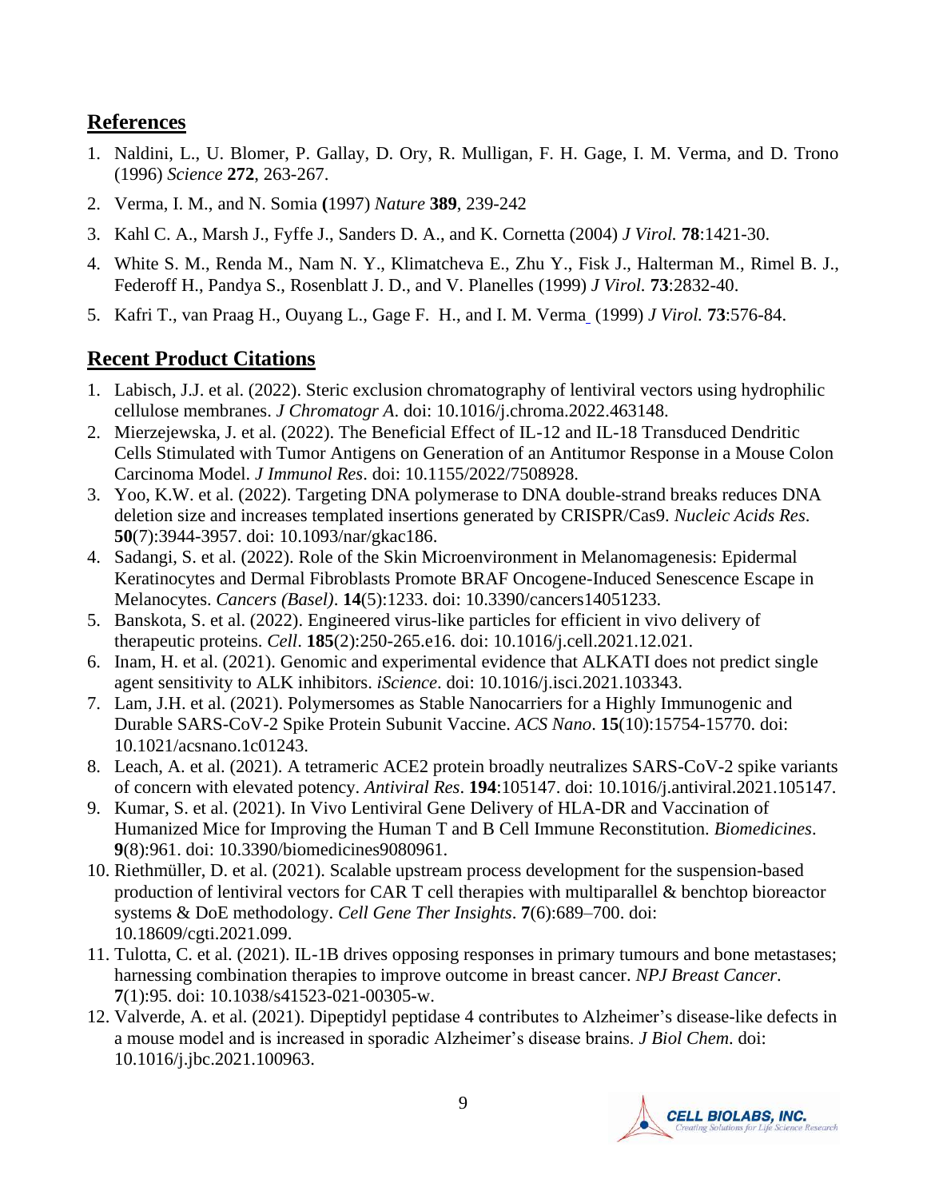## References

1. Naldini, L., U. Blomer, P. Gallay, D. Ory, R. Mulligan, F. H. Gage, I. M. Verma, and D. Trono (1996) *Science* **272**, 263-267.
2. Verma, I. M., and N. Somia **(**1997) *Nature* **389**, 239-242
3. Kahl C. A., Marsh J., Fyffe J., Sanders D. A., and K. Cornetta (2004) *J Virol.* **78**:1421-30.
4. White S. M., Renda M., Nam N. Y., Klimatcheva E., Zhu Y., Fisk J., Halterman M., Rimel B. J., Federoff H., Pandya S., Rosenblatt J. D., and V. Planelles (1999) *J Virol.* **73**:2832-40.
5. Kafri T., van Praag H., Ouyang L., Gage F. H., and I. M. Verma (1999) *J Virol.* **73**:576-84.

## Recent Product Citations

1. Labisch, J.J. et al. (2022). Steric exclusion chromatography of lentiviral vectors using hydrophilic cellulose membranes. *J Chromatogr A*. doi: 10.1016/j.chroma.2022.463148.
2. Mierzejewska, J. et al. (2022). The Beneficial Effect of IL-12 and IL-18 Transduced Dendritic Cells Stimulated with Tumor Antigens on Generation of an Antitumor Response in a Mouse Colon Carcinoma Model. *J Immunol Res*. doi: 10.1155/2022/7508928.
3. Yoo, K.W. et al. (2022). Targeting DNA polymerase to DNA double-strand breaks reduces DNA deletion size and increases templated insertions generated by CRISPR/Cas9. *Nucleic Acids Res*. **50**(7):3944-3957. doi: 10.1093/nar/gkac186.
4. Sadangi, S. et al. (2022). Role of the Skin Microenvironment in Melanomagenesis: Epidermal Keratinocytes and Dermal Fibroblasts Promote BRAF Oncogene-Induced Senescence Escape in Melanocytes. *Cancers (Basel)*. **14**(5):1233. doi: 10.3390/cancers14051233.
5. Banskota, S. et al. (2022). Engineered virus-like particles for efficient in vivo delivery of therapeutic proteins. *Cell*. **185**(2):250-265.e16. doi: 10.1016/j.cell.2021.12.021.
6. Inam, H. et al. (2021). Genomic and experimental evidence that ALKATI does not predict single agent sensitivity to ALK inhibitors. *iScience*. doi: 10.1016/j.isci.2021.103343.
7. Lam, J.H. et al. (2021). Polymersomes as Stable Nanocarriers for a Highly Immunogenic and Durable SARS-CoV-2 Spike Protein Subunit Vaccine. *ACS Nano*. **15**(10):15754-15770. doi: 10.1021/acsnano.1c01243.
8. Leach, A. et al. (2021). A tetrameric ACE2 protein broadly neutralizes SARS-CoV-2 spike variants of concern with elevated potency. *Antiviral Res*. **194**:105147. doi: 10.1016/j.antiviral.2021.105147.
9. Kumar, S. et al. (2021). In Vivo Lentiviral Gene Delivery of HLA-DR and Vaccination of Humanized Mice for Improving the Human T and B Cell Immune Reconstitution. *Biomedicines*. **9**(8):961. doi: 10.3390/biomedicines9080961.
10. Riethmüller, D. et al. (2021). Scalable upstream process development for the suspension-based production of lentiviral vectors for CAR T cell therapies with multiparallel & benchtop bioreactor systems & DoE methodology. *Cell Gene Ther Insights*. **7**(6):689–700. doi: 10.18609/cgti.2021.099.
11. Tulotta, C. et al. (2021). IL-1B drives opposing responses in primary tumours and bone metastases; harnessing combination therapies to improve outcome in breast cancer. *NPJ Breast Cancer*. **7**(1):95. doi: 10.1038/s41523-021-00305-w.
12. Valverde, A. et al. (2021). Dipeptidyl peptidase 4 contributes to Alzheimer's disease-like defects in a mouse model and is increased in sporadic Alzheimer's disease brains. *J Biol Chem*. doi: 10.1016/j.jbc.2021.100963.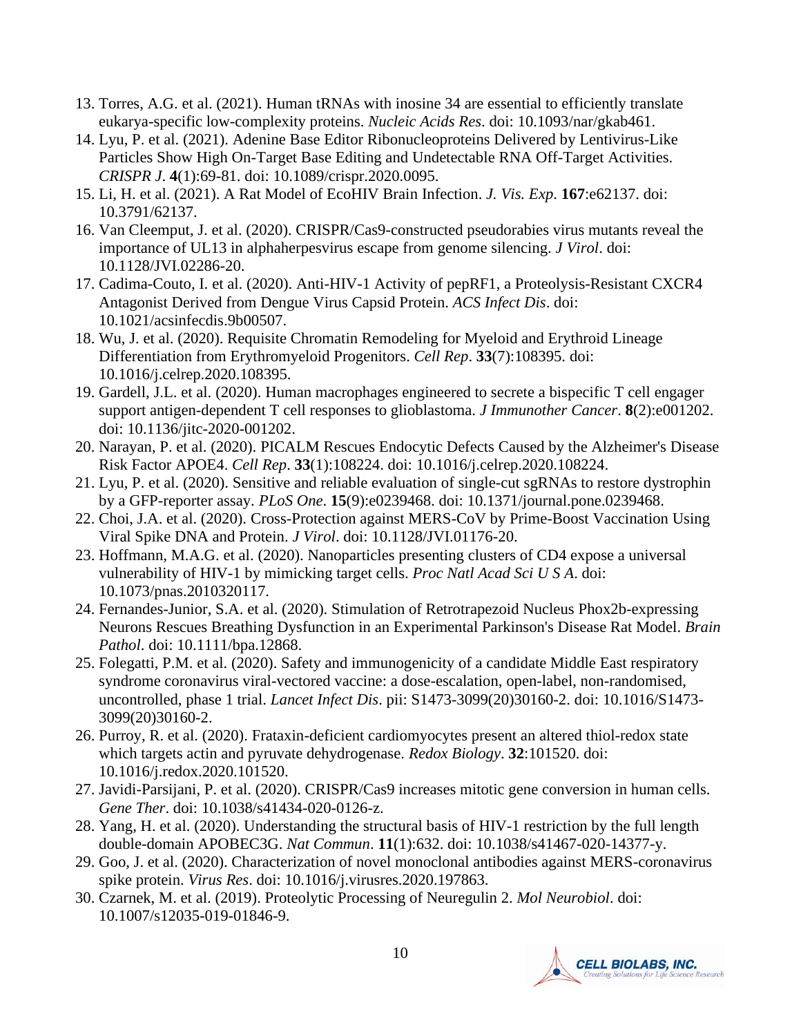13. Torres, A.G. et al. (2021). Human tRNAs with inosine 34 are essential to efficiently translate eukarya-specific low-complexity proteins. *Nucleic Acids Res*. doi: 10.1093/nar/gkab461.
14. Lyu, P. et al. (2021). Adenine Base Editor Ribonucleoproteins Delivered by Lentivirus-Like Particles Show High On-Target Base Editing and Undetectable RNA Off-Target Activities. *CRISPR J*. **4**(1):69-81. doi: 10.1089/crispr.2020.0095.
15. Li, H. et al. (2021). A Rat Model of EcoHIV Brain Infection. *J. Vis. Exp*. **167**:e62137. doi: 10.3791/62137.
16. Van Cleemput, J. et al. (2020). CRISPR/Cas9-constructed pseudorabies virus mutants reveal the importance of UL13 in alphaherpesvirus escape from genome silencing. *J Virol*. doi: 10.1128/JVI.02286-20.
17. Cadima-Couto, I. et al. (2020). Anti-HIV-1 Activity of pepRF1, a Proteolysis-Resistant CXCR4 Antagonist Derived from Dengue Virus Capsid Protein. *ACS Infect Dis*. doi: 10.1021/acsinfecdis.9b00507.
18. Wu, J. et al. (2020). Requisite Chromatin Remodeling for Myeloid and Erythroid Lineage Differentiation from Erythromyeloid Progenitors. *Cell Rep*. **33**(7):108395. doi: 10.1016/j.celrep.2020.108395.
19. Gardell, J.L. et al. (2020). Human macrophages engineered to secrete a bispecific T cell engager support antigen-dependent T cell responses to glioblastoma. *J Immunother Cancer*. **8**(2):e001202. doi: 10.1136/jitc-2020-001202.
20. Narayan, P. et al. (2020). PICALM Rescues Endocytic Defects Caused by the Alzheimer's Disease Risk Factor APOE4. *Cell Rep*. **33**(1):108224. doi: 10.1016/j.celrep.2020.108224.
21. Lyu, P. et al. (2020). Sensitive and reliable evaluation of single-cut sgRNAs to restore dystrophin by a GFP-reporter assay. *PLoS One*. **15**(9):e0239468. doi: 10.1371/journal.pone.0239468.
22. Choi, J.A. et al. (2020). Cross-Protection against MERS-CoV by Prime-Boost Vaccination Using Viral Spike DNA and Protein. *J Virol*. doi: 10.1128/JVI.01176-20.
23. Hoffmann, M.A.G. et al. (2020). Nanoparticles presenting clusters of CD4 expose a universal vulnerability of HIV-1 by mimicking target cells. *Proc Natl Acad Sci U S A*. doi: 10.1073/pnas.2010320117.
24. Fernandes-Junior, S.A. et al. (2020). Stimulation of Retrotrapezoid Nucleus Phox2b-expressing Neurons Rescues Breathing Dysfunction in an Experimental Parkinson's Disease Rat Model. *Brain Pathol*. doi: 10.1111/bpa.12868.
25. Folegatti, P.M. et al. (2020). Safety and immunogenicity of a candidate Middle East respiratory syndrome coronavirus viral-vectored vaccine: a dose-escalation, open-label, non-randomised, uncontrolled, phase 1 trial. *Lancet Infect Dis*. pii: S1473-3099(20)30160-2. doi: 10.1016/S1473-3099(20)30160-2.
26. Purroy, R. et al. (2020). Frataxin-deficient cardiomyocytes present an altered thiol-redox state which targets actin and pyruvate dehydrogenase. *Redox Biology*. **32**:101520. doi: 10.1016/j.redox.2020.101520.
27. Javidi-Parsijani, P. et al. (2020). CRISPR/Cas9 increases mitotic gene conversion in human cells. *Gene Ther*. doi: 10.1038/s41434-020-0126-z.
28. Yang, H. et al. (2020). Understanding the structural basis of HIV-1 restriction by the full length double-domain APOBEC3G. *Nat Commun*. **11**(1):632. doi: 10.1038/s41467-020-14377-y.
29. Goo, J. et al. (2020). Characterization of novel monoclonal antibodies against MERS-coronavirus spike protein. *Virus Res*. doi: 10.1016/j.virusres.2020.197863.
30. Czarnek, M. et al. (2019). Proteolytic Processing of Neuregulin 2. *Mol Neurobiol*. doi: 10.1007/s12035-019-01846-9.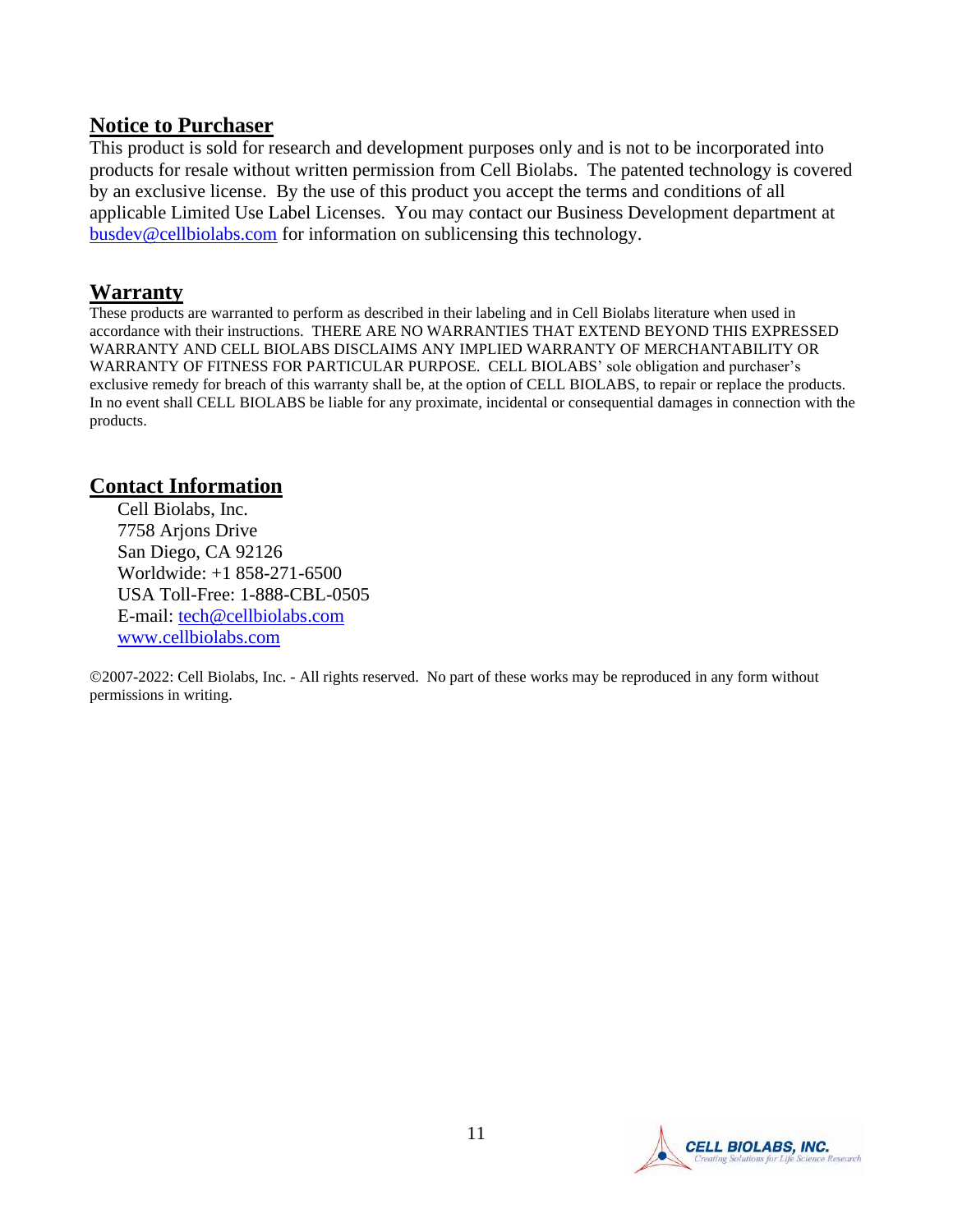## Notice to Purchaser

This product is sold for research and development purposes only and is not to be incorporated into products for resale without written permission from Cell Biolabs. The patented technology is covered by an exclusive license. By the use of this product you accept the terms and conditions of all applicable Limited Use Label Licenses. You may contact our Business Development department at busdev@cellbiolabs.com for information on sublicensing this technology.

## Warranty

These products are warranted to perform as described in their labeling and in Cell Biolabs literature when used in accordance with their instructions. THERE ARE NO WARRANTIES THAT EXTEND BEYOND THIS EXPRESSED WARRANTY AND CELL BIOLABS DISCLAIMS ANY IMPLIED WARRANTY OF MERCHANTABILITY OR WARRANTY OF FITNESS FOR PARTICULAR PURPOSE. CELL BIOLABS' sole obligation and purchaser's exclusive remedy for breach of this warranty shall be, at the option of CELL BIOLABS, to repair or replace the products. In no event shall CELL BIOLABS be liable for any proximate, incidental or consequential damages in connection with the products.

## Contact Information

Cell Biolabs, Inc.
7758 Arjons Drive
San Diego, CA 92126
Worldwide: +1 858-271-6500
USA Toll-Free: 1-888-CBL-0505
E-mail: tech@cellbiolabs.com
www.cellbiolabs.com

©2007-2022: Cell Biolabs, Inc. - All rights reserved. No part of these works may be reproduced in any form without permissions in writing.